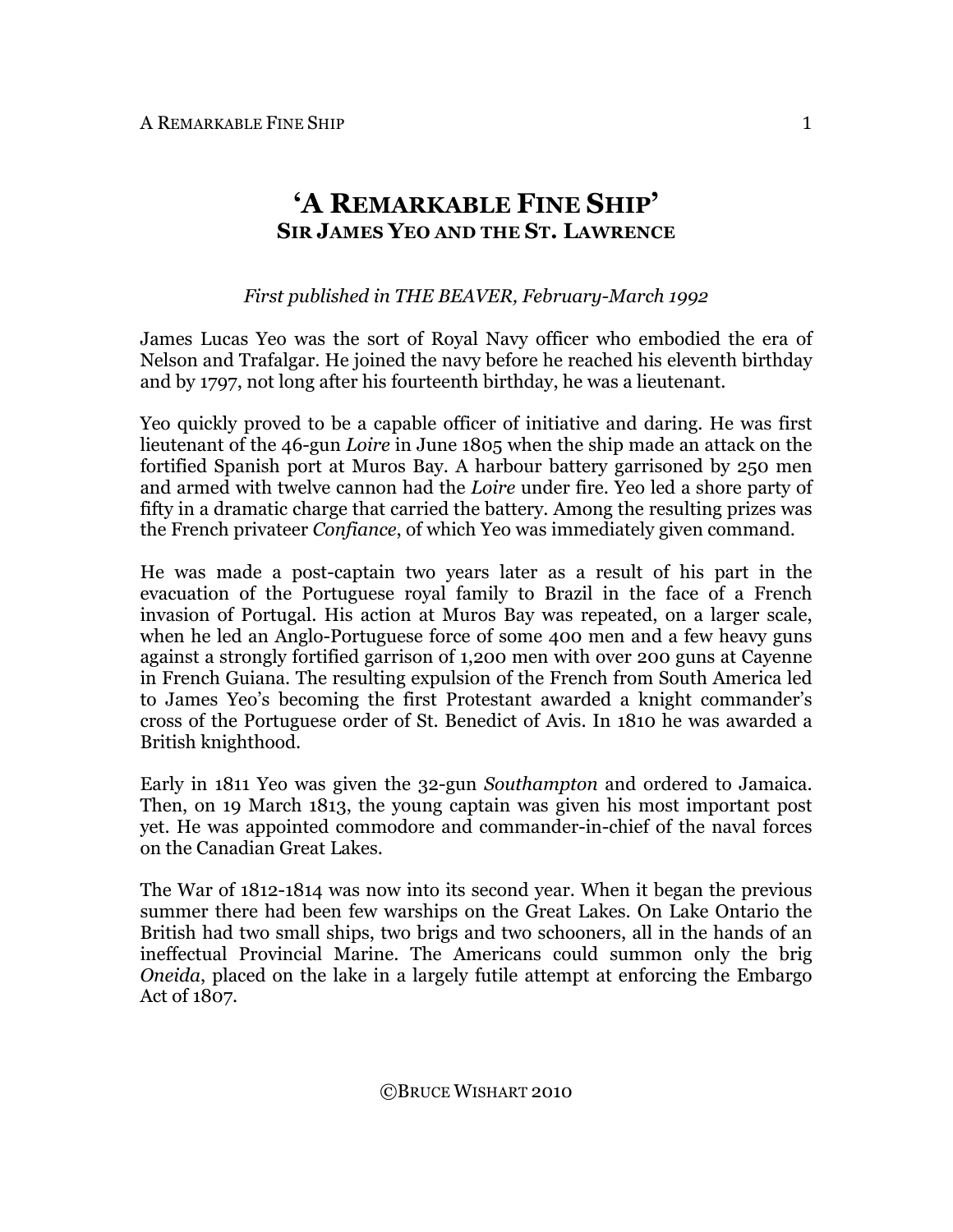# 'A Remarkable Fine Ship'
## Sir James Yeo and the St. Lawrence

*First published in THE BEAVER, February-March 1992*

James Lucas Yeo was the sort of Royal Navy officer who embodied the era of Nelson and Trafalgar. He joined the navy before he reached his eleventh birthday and by 1797, not long after his fourteenth birthday, he was a lieutenant.

Yeo quickly proved to be a capable officer of initiative and daring. He was first lieutenant of the 46-gun *Loire* in June 1805 when the ship made an attack on the fortified Spanish port at Muros Bay. A harbour battery garrisoned by 250 men and armed with twelve cannon had the *Loire* under fire. Yeo led a shore party of fifty in a dramatic charge that carried the battery. Among the resulting prizes was the French privateer *Confiance*, of which Yeo was immediately given command.

He was made a post-captain two years later as a result of his part in the evacuation of the Portuguese royal family to Brazil in the face of a French invasion of Portugal. His action at Muros Bay was repeated, on a larger scale, when he led an Anglo-Portuguese force of some 400 men and a few heavy guns against a strongly fortified garrison of 1,200 men with over 200 guns at Cayenne in French Guiana. The resulting expulsion of the French from South America led to James Yeo's becoming the first Protestant awarded a knight commander's cross of the Portuguese order of St. Benedict of Avis. In 1810 he was awarded a British knighthood.

Early in 1811 Yeo was given the 32-gun *Southampton* and ordered to Jamaica. Then, on 19 March 1813, the young captain was given his most important post yet. He was appointed commodore and commander-in-chief of the naval forces on the Canadian Great Lakes.

The War of 1812-1814 was now into its second year. When it began the previous summer there had been few warships on the Great Lakes. On Lake Ontario the British had two small ships, two brigs and two schooners, all in the hands of an ineffectual Provincial Marine. The Americans could summon only the brig *Oneida*, placed on the lake in a largely futile attempt at enforcing the Embargo Act of 1807.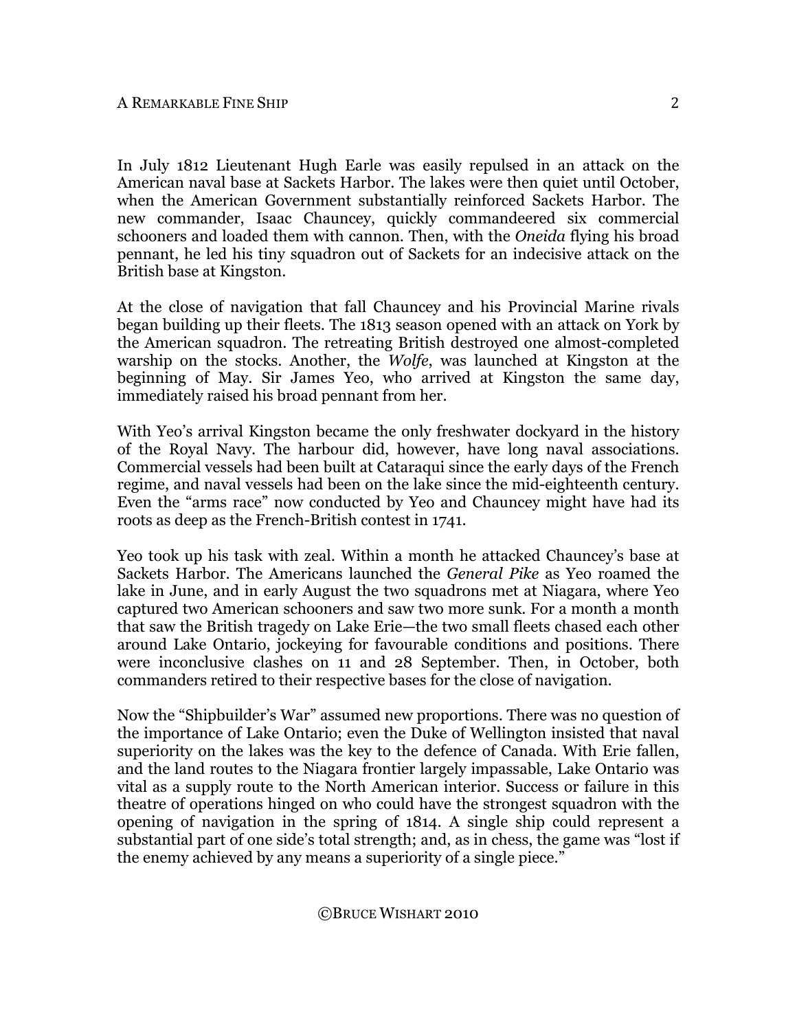In July 1812 Lieutenant Hugh Earle was easily repulsed in an attack on the American naval base at Sackets Harbor. The lakes were then quiet until October, when the American Government substantially reinforced Sackets Harbor. The new commander, Isaac Chauncey, quickly commandeered six commercial schooners and loaded them with cannon. Then, with the *Oneida* flying his broad pennant, he led his tiny squadron out of Sackets for an indecisive attack on the British base at Kingston.

At the close of navigation that fall Chauncey and his Provincial Marine rivals began building up their fleets. The 1813 season opened with an attack on York by the American squadron. The retreating British destroyed one almost-completed warship on the stocks. Another, the *Wolfe*, was launched at Kingston at the beginning of May. Sir James Yeo, who arrived at Kingston the same day, immediately raised his broad pennant from her.

With Yeo's arrival Kingston became the only freshwater dockyard in the history of the Royal Navy. The harbour did, however, have long naval associations. Commercial vessels had been built at Cataraqui since the early days of the French regime, and naval vessels had been on the lake since the mid-eighteenth century. Even the "arms race" now conducted by Yeo and Chauncey might have had its roots as deep as the French-British contest in 1741.

Yeo took up his task with zeal. Within a month he attacked Chauncey's base at Sackets Harbor. The Americans launched the *General Pike* as Yeo roamed the lake in June, and in early August the two squadrons met at Niagara, where Yeo captured two American schooners and saw two more sunk. For a month a month that saw the British tragedy on Lake Erie—the two small fleets chased each other around Lake Ontario, jockeying for favourable conditions and positions. There were inconclusive clashes on 11 and 28 September. Then, in October, both commanders retired to their respective bases for the close of navigation.

Now the "Shipbuilder's War" assumed new proportions. There was no question of the importance of Lake Ontario; even the Duke of Wellington insisted that naval superiority on the lakes was the key to the defence of Canada. With Erie fallen, and the land routes to the Niagara frontier largely impassable, Lake Ontario was vital as a supply route to the North American interior. Success or failure in this theatre of operations hinged on who could have the strongest squadron with the opening of navigation in the spring of 1814. A single ship could represent a substantial part of one side's total strength; and, as in chess, the game was "lost if the enemy achieved by any means a superiority of a single piece."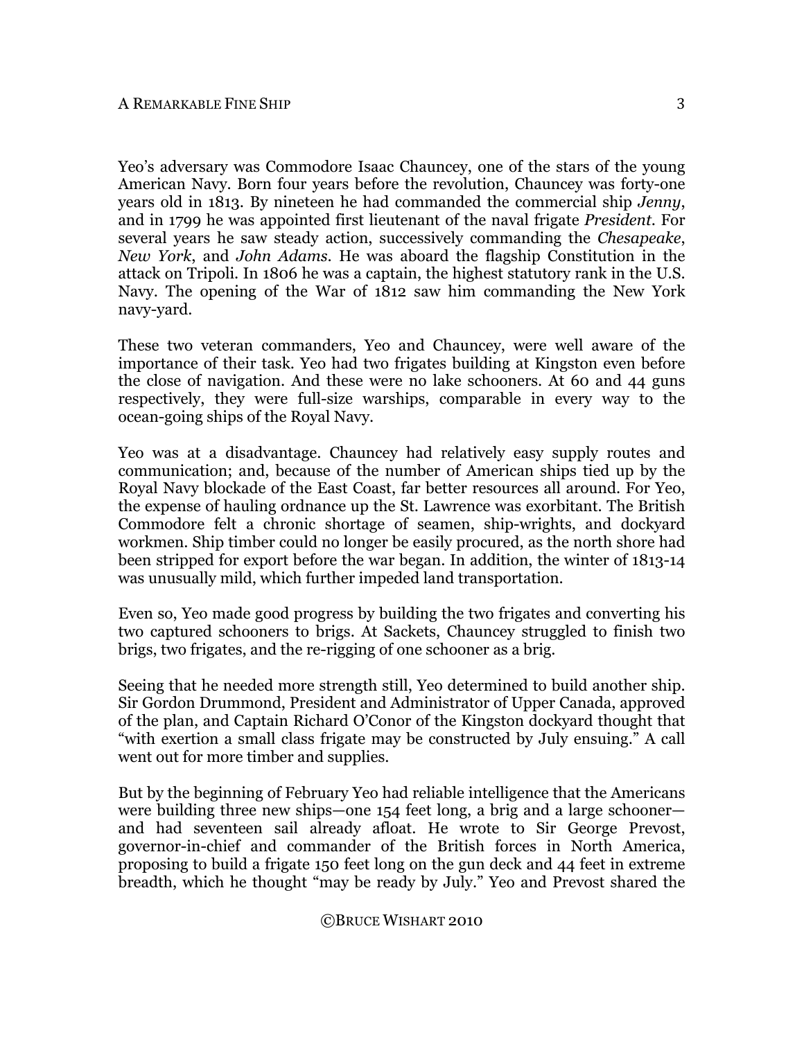Yeo's adversary was Commodore Isaac Chauncey, one of the stars of the young American Navy. Born four years before the revolution, Chauncey was forty-one years old in 1813. By nineteen he had commanded the commercial ship *Jenny*, and in 1799 he was appointed first lieutenant of the naval frigate *President*. For several years he saw steady action, successively commanding the *Chesapeake*, *New York*, and *John Adams*. He was aboard the flagship Constitution in the attack on Tripoli. In 1806 he was a captain, the highest statutory rank in the U.S. Navy. The opening of the War of 1812 saw him commanding the New York navy-yard.

These two veteran commanders, Yeo and Chauncey, were well aware of the importance of their task. Yeo had two frigates building at Kingston even before the close of navigation. And these were no lake schooners. At 60 and 44 guns respectively, they were full-size warships, comparable in every way to the ocean-going ships of the Royal Navy.

Yeo was at a disadvantage. Chauncey had relatively easy supply routes and communication; and, because of the number of American ships tied up by the Royal Navy blockade of the East Coast, far better resources all around. For Yeo, the expense of hauling ordnance up the St. Lawrence was exorbitant. The British Commodore felt a chronic shortage of seamen, ship-wrights, and dockyard workmen. Ship timber could no longer be easily procured, as the north shore had been stripped for export before the war began. In addition, the winter of 1813-14 was unusually mild, which further impeded land transportation.

Even so, Yeo made good progress by building the two frigates and converting his two captured schooners to brigs. At Sackets, Chauncey struggled to finish two brigs, two frigates, and the re-rigging of one schooner as a brig.

Seeing that he needed more strength still, Yeo determined to build another ship. Sir Gordon Drummond, President and Administrator of Upper Canada, approved of the plan, and Captain Richard O'Conor of the Kingston dockyard thought that "with exertion a small class frigate may be constructed by July ensuing." A call went out for more timber and supplies.

But by the beginning of February Yeo had reliable intelligence that the Americans were building three new ships—one 154 feet long, a brig and a large schooner—and had seventeen sail already afloat. He wrote to Sir George Prevost, governor-in-chief and commander of the British forces in North America, proposing to build a frigate 150 feet long on the gun deck and 44 feet in extreme breadth, which he thought "may be ready by July." Yeo and Prevost shared the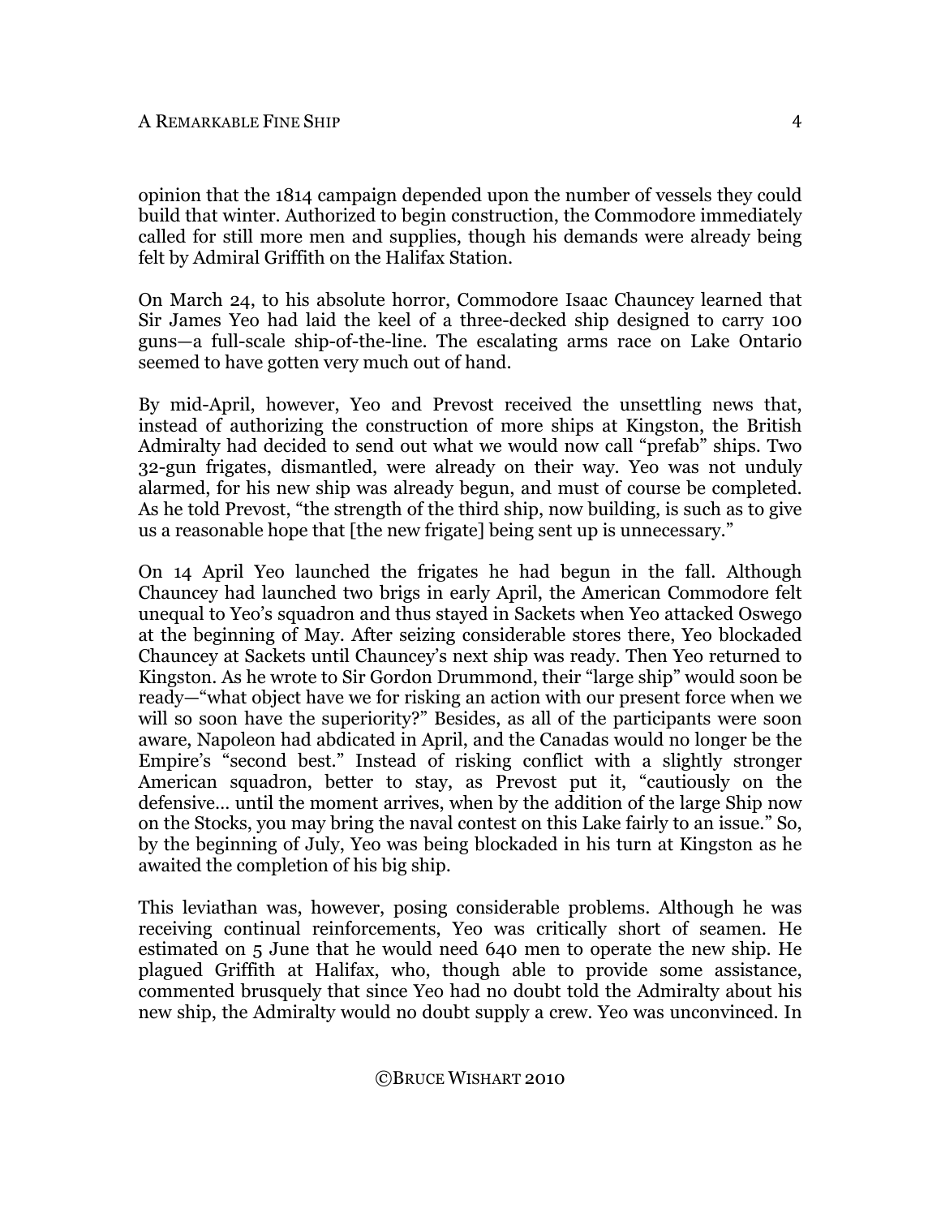opinion that the 1814 campaign depended upon the number of vessels they could build that winter. Authorized to begin construction, the Commodore immediately called for still more men and supplies, though his demands were already being felt by Admiral Griffith on the Halifax Station.

On March 24, to his absolute horror, Commodore Isaac Chauncey learned that Sir James Yeo had laid the keel of a three-decked ship designed to carry 100 guns—a full-scale ship-of-the-line. The escalating arms race on Lake Ontario seemed to have gotten very much out of hand.

By mid-April, however, Yeo and Prevost received the unsettling news that, instead of authorizing the construction of more ships at Kingston, the British Admiralty had decided to send out what we would now call "prefab" ships. Two 32-gun frigates, dismantled, were already on their way. Yeo was not unduly alarmed, for his new ship was already begun, and must of course be completed. As he told Prevost, "the strength of the third ship, now building, is such as to give us a reasonable hope that [the new frigate] being sent up is unnecessary."

On 14 April Yeo launched the frigates he had begun in the fall. Although Chauncey had launched two brigs in early April, the American Commodore felt unequal to Yeo's squadron and thus stayed in Sackets when Yeo attacked Oswego at the beginning of May. After seizing considerable stores there, Yeo blockaded Chauncey at Sackets until Chauncey's next ship was ready. Then Yeo returned to Kingston. As he wrote to Sir Gordon Drummond, their "large ship" would soon be ready—"what object have we for risking an action with our present force when we will so soon have the superiority?" Besides, as all of the participants were soon aware, Napoleon had abdicated in April, and the Canadas would no longer be the Empire's "second best." Instead of risking conflict with a slightly stronger American squadron, better to stay, as Prevost put it, "cautiously on the defensive… until the moment arrives, when by the addition of the large Ship now on the Stocks, you may bring the naval contest on this Lake fairly to an issue." So, by the beginning of July, Yeo was being blockaded in his turn at Kingston as he awaited the completion of his big ship.

This leviathan was, however, posing considerable problems. Although he was receiving continual reinforcements, Yeo was critically short of seamen. He estimated on 5 June that he would need 640 men to operate the new ship. He plagued Griffith at Halifax, who, though able to provide some assistance, commented brusquely that since Yeo had no doubt told the Admiralty about his new ship, the Admiralty would no doubt supply a crew. Yeo was unconvinced. In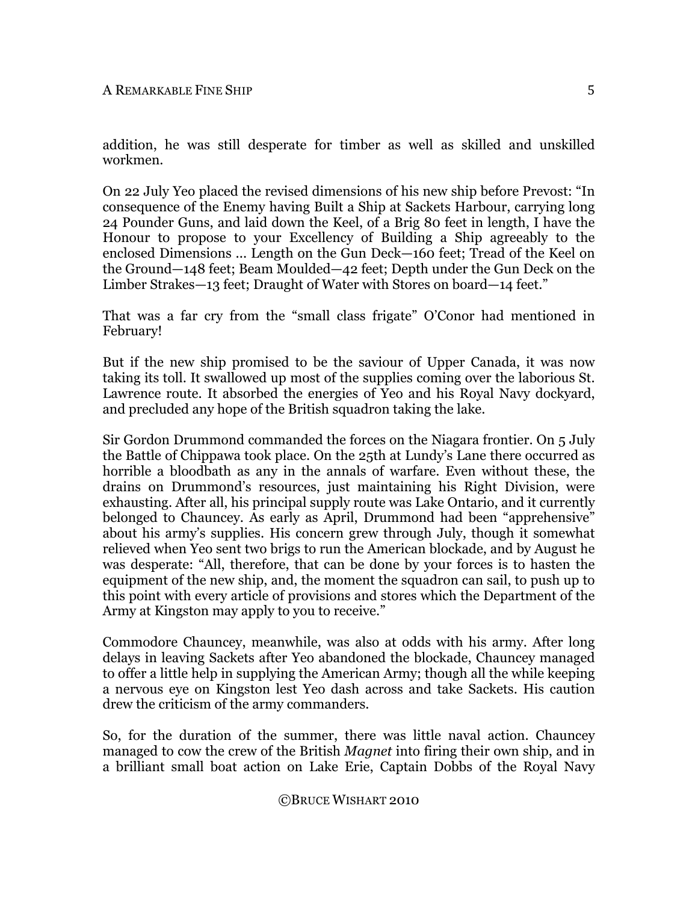addition, he was still desperate for timber as well as skilled and unskilled workmen.

On 22 July Yeo placed the revised dimensions of his new ship before Prevost: "In consequence of the Enemy having Built a Ship at Sackets Harbour, carrying long 24 Pounder Guns, and laid down the Keel, of a Brig 80 feet in length, I have the Honour to propose to your Excellency of Building a Ship agreeably to the enclosed Dimensions … Length on the Gun Deck—160 feet; Tread of the Keel on the Ground—148 feet; Beam Moulded—42 feet; Depth under the Gun Deck on the Limber Strakes—13 feet; Draught of Water with Stores on board—14 feet."

That was a far cry from the "small class frigate" O'Conor had mentioned in February!

But if the new ship promised to be the saviour of Upper Canada, it was now taking its toll. It swallowed up most of the supplies coming over the laborious St. Lawrence route. It absorbed the energies of Yeo and his Royal Navy dockyard, and precluded any hope of the British squadron taking the lake.

Sir Gordon Drummond commanded the forces on the Niagara frontier. On 5 July the Battle of Chippawa took place. On the 25th at Lundy's Lane there occurred as horrible a bloodbath as any in the annals of warfare. Even without these, the drains on Drummond's resources, just maintaining his Right Division, were exhausting. After all, his principal supply route was Lake Ontario, and it currently belonged to Chauncey. As early as April, Drummond had been "apprehensive" about his army's supplies. His concern grew through July, though it somewhat relieved when Yeo sent two brigs to run the American blockade, and by August he was desperate: "All, therefore, that can be done by your forces is to hasten the equipment of the new ship, and, the moment the squadron can sail, to push up to this point with every article of provisions and stores which the Department of the Army at Kingston may apply to you to receive."

Commodore Chauncey, meanwhile, was also at odds with his army. After long delays in leaving Sackets after Yeo abandoned the blockade, Chauncey managed to offer a little help in supplying the American Army; though all the while keeping a nervous eye on Kingston lest Yeo dash across and take Sackets. His caution drew the criticism of the army commanders.

So, for the duration of the summer, there was little naval action. Chauncey managed to cow the crew of the British *Magnet* into firing their own ship, and in a brilliant small boat action on Lake Erie, Captain Dobbs of the Royal Navy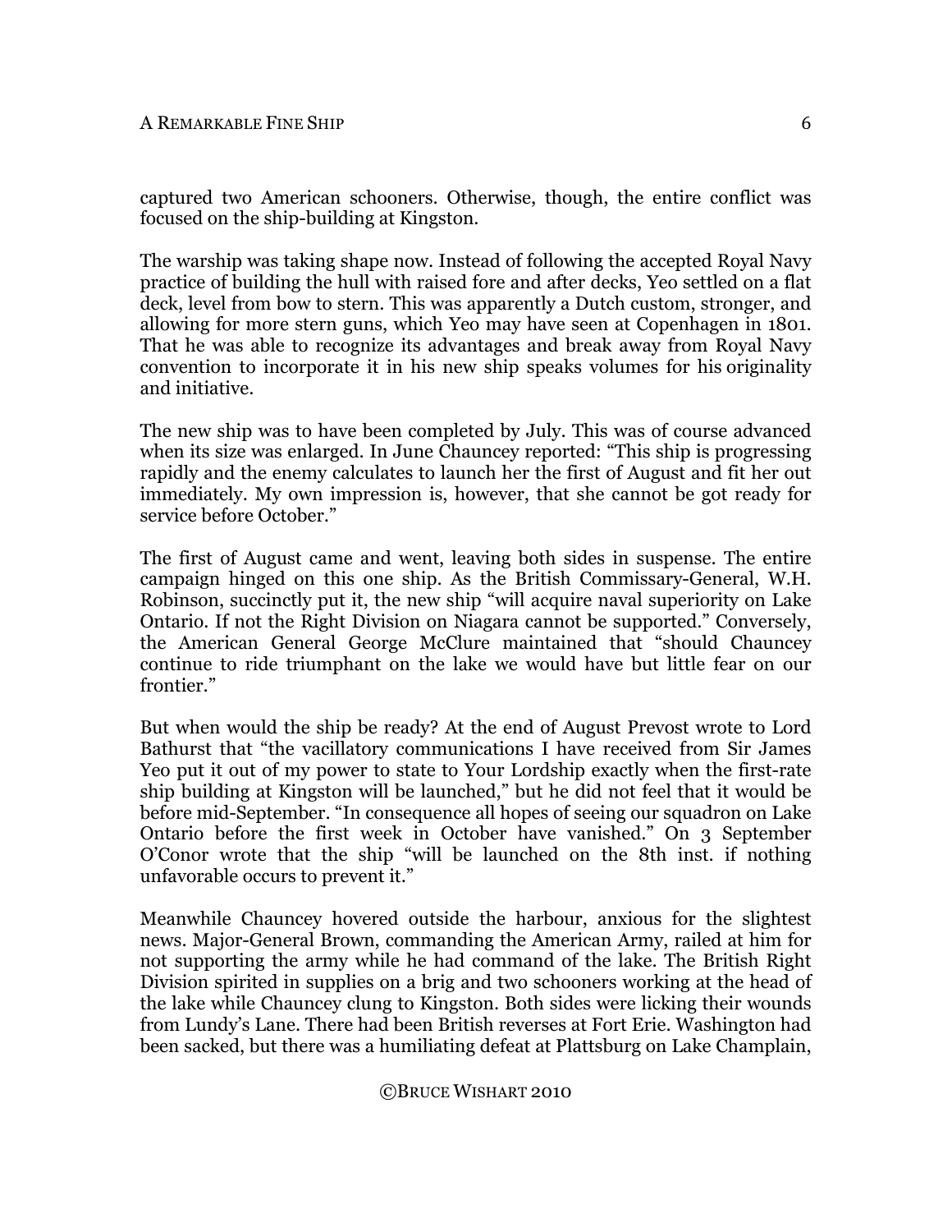captured two American schooners. Otherwise, though, the entire conflict was focused on the ship-building at Kingston.

The warship was taking shape now. Instead of following the accepted Royal Navy practice of building the hull with raised fore and after decks, Yeo settled on a flat deck, level from bow to stern. This was apparently a Dutch custom, stronger, and allowing for more stern guns, which Yeo may have seen at Copenhagen in 1801. That he was able to recognize its advantages and break away from Royal Navy convention to incorporate it in his new ship speaks volumes for his originality and initiative.

The new ship was to have been completed by July. This was of course advanced when its size was enlarged. In June Chauncey reported: "This ship is progressing rapidly and the enemy calculates to launch her the first of August and fit her out immediately. My own impression is, however, that she cannot be got ready for service before October."

The first of August came and went, leaving both sides in suspense. The entire campaign hinged on this one ship. As the British Commissary-General, W.H. Robinson, succinctly put it, the new ship "will acquire naval superiority on Lake Ontario. If not the Right Division on Niagara cannot be supported." Conversely, the American General George McClure maintained that "should Chauncey continue to ride triumphant on the lake we would have but little fear on our frontier."

But when would the ship be ready? At the end of August Prevost wrote to Lord Bathurst that "the vacillatory communications I have received from Sir James Yeo put it out of my power to state to Your Lordship exactly when the first-rate ship building at Kingston will be launched," but he did not feel that it would be before mid-September. "In consequence all hopes of seeing our squadron on Lake Ontario before the first week in October have vanished." On 3 September O'Conor wrote that the ship "will be launched on the 8th inst. if nothing unfavorable occurs to prevent it."

Meanwhile Chauncey hovered outside the harbour, anxious for the slightest news. Major-General Brown, commanding the American Army, railed at him for not supporting the army while he had command of the lake. The British Right Division spirited in supplies on a brig and two schooners working at the head of the lake while Chauncey clung to Kingston. Both sides were licking their wounds from Lundy's Lane. There had been British reverses at Fort Erie. Washington had been sacked, but there was a humiliating defeat at Plattsburg on Lake Champlain,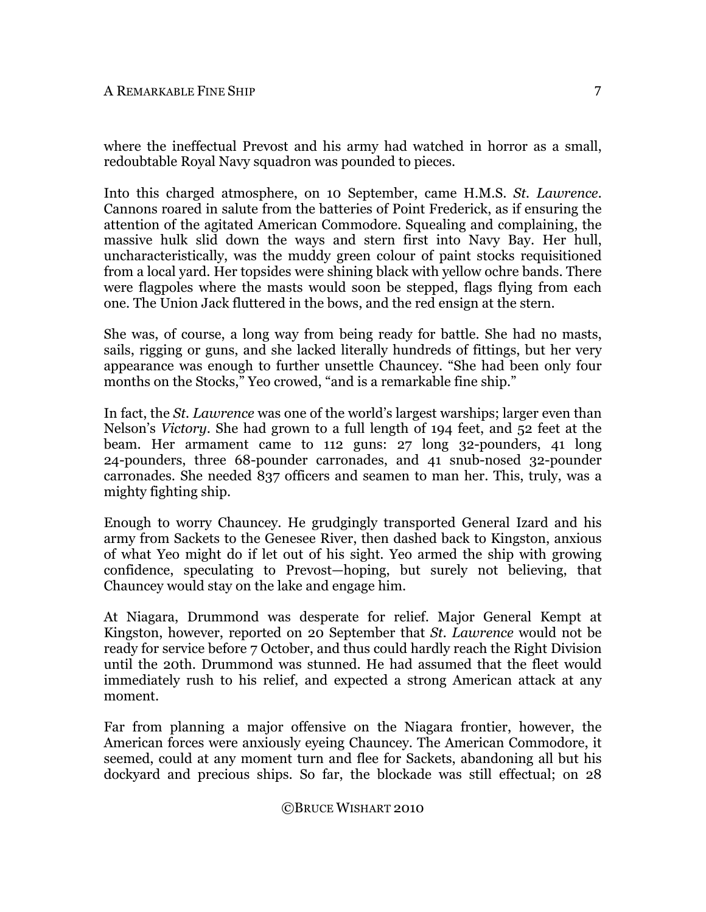where the ineffectual Prevost and his army had watched in horror as a small, redoubtable Royal Navy squadron was pounded to pieces.

Into this charged atmosphere, on 10 September, came H.M.S. *St. Lawrence*. Cannons roared in salute from the batteries of Point Frederick, as if ensuring the attention of the agitated American Commodore. Squealing and complaining, the massive hulk slid down the ways and stern first into Navy Bay. Her hull, uncharacteristically, was the muddy green colour of paint stocks requisitioned from a local yard. Her topsides were shining black with yellow ochre bands. There were flagpoles where the masts would soon be stepped, flags flying from each one. The Union Jack fluttered in the bows, and the red ensign at the stern.

She was, of course, a long way from being ready for battle. She had no masts, sails, rigging or guns, and she lacked literally hundreds of fittings, but her very appearance was enough to further unsettle Chauncey. "She had been only four months on the Stocks," Yeo crowed, "and is a remarkable fine ship."

In fact, the *St. Lawrence* was one of the world's largest warships; larger even than Nelson's *Victory*. She had grown to a full length of 194 feet, and 52 feet at the beam. Her armament came to 112 guns: 27 long 32-pounders, 41 long 24-pounders, three 68-pounder carronades, and 41 snub-nosed 32-pounder carronades. She needed 837 officers and seamen to man her. This, truly, was a mighty fighting ship.

Enough to worry Chauncey. He grudgingly transported General Izard and his army from Sackets to the Genesee River, then dashed back to Kingston, anxious of what Yeo might do if let out of his sight. Yeo armed the ship with growing confidence, speculating to Prevost—hoping, but surely not believing, that Chauncey would stay on the lake and engage him.

At Niagara, Drummond was desperate for relief. Major General Kempt at Kingston, however, reported on 20 September that *St. Lawrence* would not be ready for service before 7 October, and thus could hardly reach the Right Division until the 20th. Drummond was stunned. He had assumed that the fleet would immediately rush to his relief, and expected a strong American attack at any moment.

Far from planning a major offensive on the Niagara frontier, however, the American forces were anxiously eyeing Chauncey. The American Commodore, it seemed, could at any moment turn and flee for Sackets, abandoning all but his dockyard and precious ships. So far, the blockade was still effectual; on 28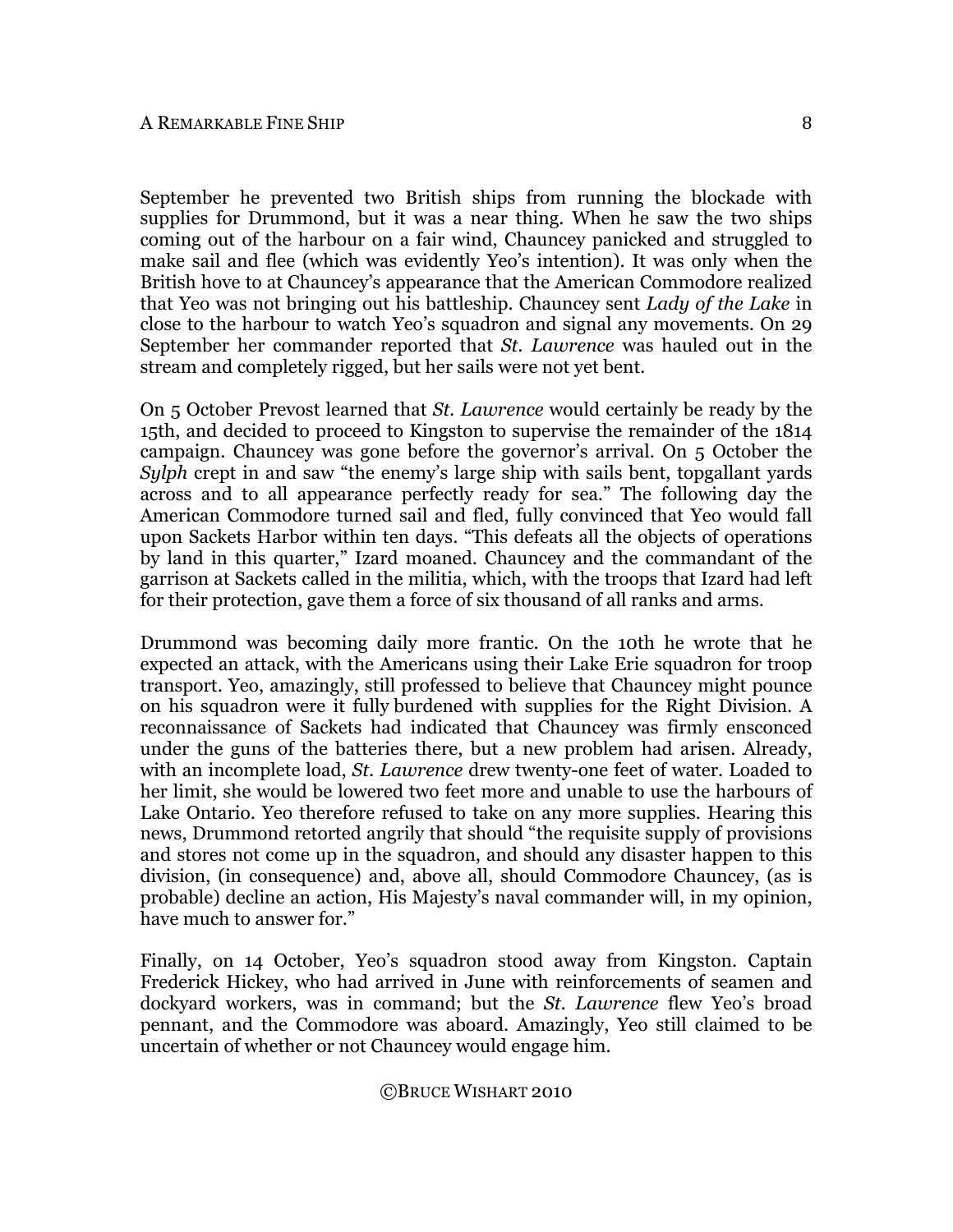September he prevented two British ships from running the blockade with supplies for Drummond, but it was a near thing. When he saw the two ships coming out of the harbour on a fair wind, Chauncey panicked and struggled to make sail and flee (which was evidently Yeo's intention). It was only when the British hove to at Chauncey's appearance that the American Commodore realized that Yeo was not bringing out his battleship. Chauncey sent *Lady of the Lake* in close to the harbour to watch Yeo's squadron and signal any movements. On 29 September her commander reported that *St. Lawrence* was hauled out in the stream and completely rigged, but her sails were not yet bent.

On 5 October Prevost learned that *St. Lawrence* would certainly be ready by the 15th, and decided to proceed to Kingston to supervise the remainder of the 1814 campaign. Chauncey was gone before the governor's arrival. On 5 October the *Sylph* crept in and saw "the enemy's large ship with sails bent, topgallant yards across and to all appearance perfectly ready for sea." The following day the American Commodore turned sail and fled, fully convinced that Yeo would fall upon Sackets Harbor within ten days. "This defeats all the objects of operations by land in this quarter," Izard moaned. Chauncey and the commandant of the garrison at Sackets called in the militia, which, with the troops that Izard had left for their protection, gave them a force of six thousand of all ranks and arms.

Drummond was becoming daily more frantic. On the 10th he wrote that he expected an attack, with the Americans using their Lake Erie squadron for troop transport. Yeo, amazingly, still professed to believe that Chauncey might pounce on his squadron were it fully burdened with supplies for the Right Division. A reconnaissance of Sackets had indicated that Chauncey was firmly ensconced under the guns of the batteries there, but a new problem had arisen. Already, with an incomplete load, *St. Lawrence* drew twenty-one feet of water. Loaded to her limit, she would be lowered two feet more and unable to use the harbours of Lake Ontario. Yeo therefore refused to take on any more supplies. Hearing this news, Drummond retorted angrily that should "the requisite supply of provisions and stores not come up in the squadron, and should any disaster happen to this division, (in consequence) and, above all, should Commodore Chauncey, (as is probable) decline an action, His Majesty's naval commander will, in my opinion, have much to answer for."

Finally, on 14 October, Yeo's squadron stood away from Kingston. Captain Frederick Hickey, who had arrived in June with reinforcements of seamen and dockyard workers, was in command; but the *St. Lawrence* flew Yeo's broad pennant, and the Commodore was aboard. Amazingly, Yeo still claimed to be uncertain of whether or not Chauncey would engage him.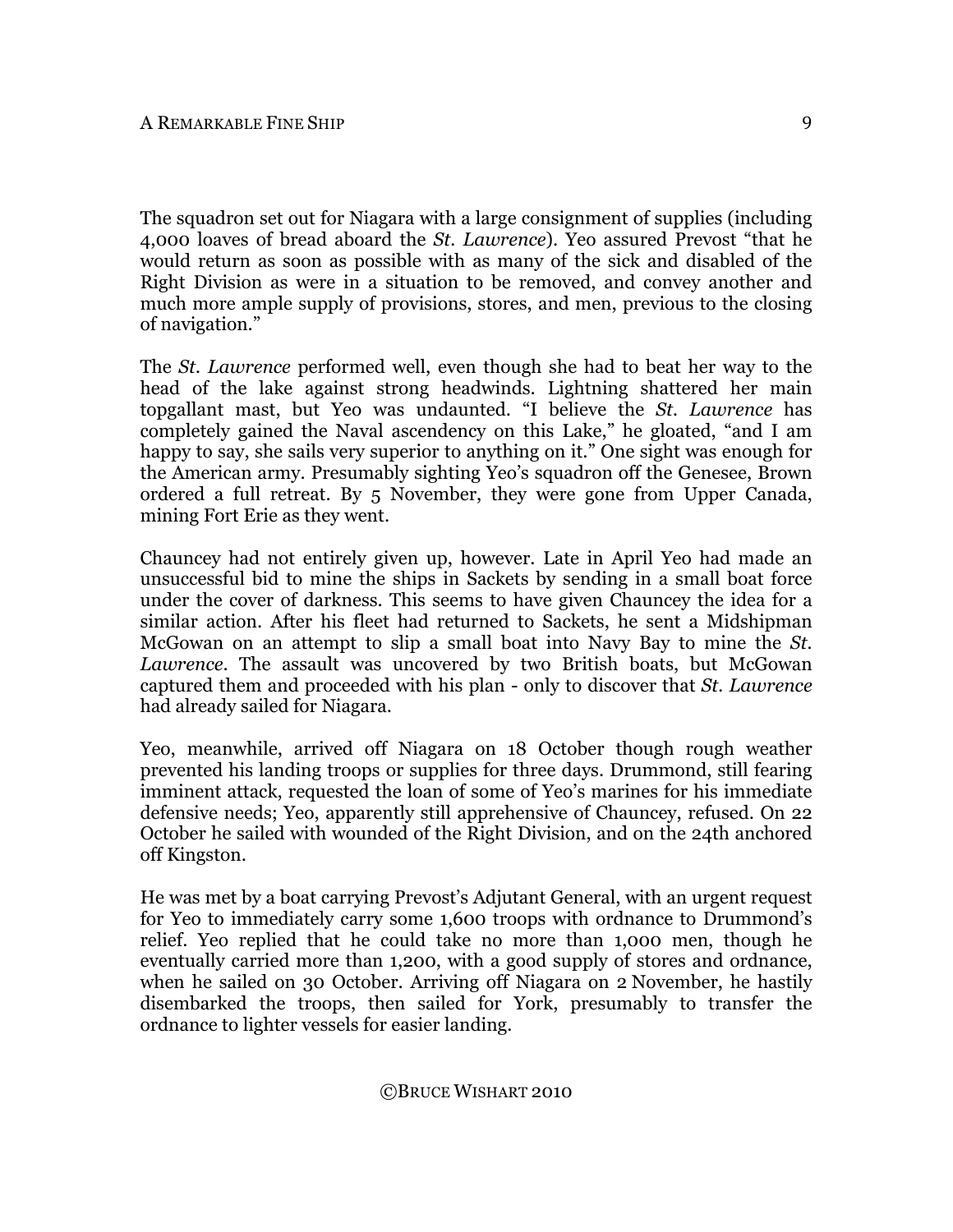The squadron set out for Niagara with a large consignment of supplies (including 4,000 loaves of bread aboard the *St. Lawrence*). Yeo assured Prevost "that he would return as soon as possible with as many of the sick and disabled of the Right Division as were in a situation to be removed, and convey another and much more ample supply of provisions, stores, and men, previous to the closing of navigation."

The *St. Lawrence* performed well, even though she had to beat her way to the head of the lake against strong headwinds. Lightning shattered her main topgallant mast, but Yeo was undaunted. "I believe the *St. Lawrence* has completely gained the Naval ascendency on this Lake," he gloated, "and I am happy to say, she sails very superior to anything on it." One sight was enough for the American army. Presumably sighting Yeo's squadron off the Genesee, Brown ordered a full retreat. By 5 November, they were gone from Upper Canada, mining Fort Erie as they went.

Chauncey had not entirely given up, however. Late in April Yeo had made an unsuccessful bid to mine the ships in Sackets by sending in a small boat force under the cover of darkness. This seems to have given Chauncey the idea for a similar action. After his fleet had returned to Sackets, he sent a Midshipman McGowan on an attempt to slip a small boat into Navy Bay to mine the *St. Lawrence*. The assault was uncovered by two British boats, but McGowan captured them and proceeded with his plan - only to discover that *St. Lawrence* had already sailed for Niagara.

Yeo, meanwhile, arrived off Niagara on 18 October though rough weather prevented his landing troops or supplies for three days. Drummond, still fearing imminent attack, requested the loan of some of Yeo's marines for his immediate defensive needs; Yeo, apparently still apprehensive of Chauncey, refused. On 22 October he sailed with wounded of the Right Division, and on the 24th anchored off Kingston.

He was met by a boat carrying Prevost's Adjutant General, with an urgent request for Yeo to immediately carry some 1,600 troops with ordnance to Drummond's relief. Yeo replied that he could take no more than 1,000 men, though he eventually carried more than 1,200, with a good supply of stores and ordnance, when he sailed on 30 October. Arriving off Niagara on 2 November, he hastily disembarked the troops, then sailed for York, presumably to transfer the ordnance to lighter vessels for easier landing.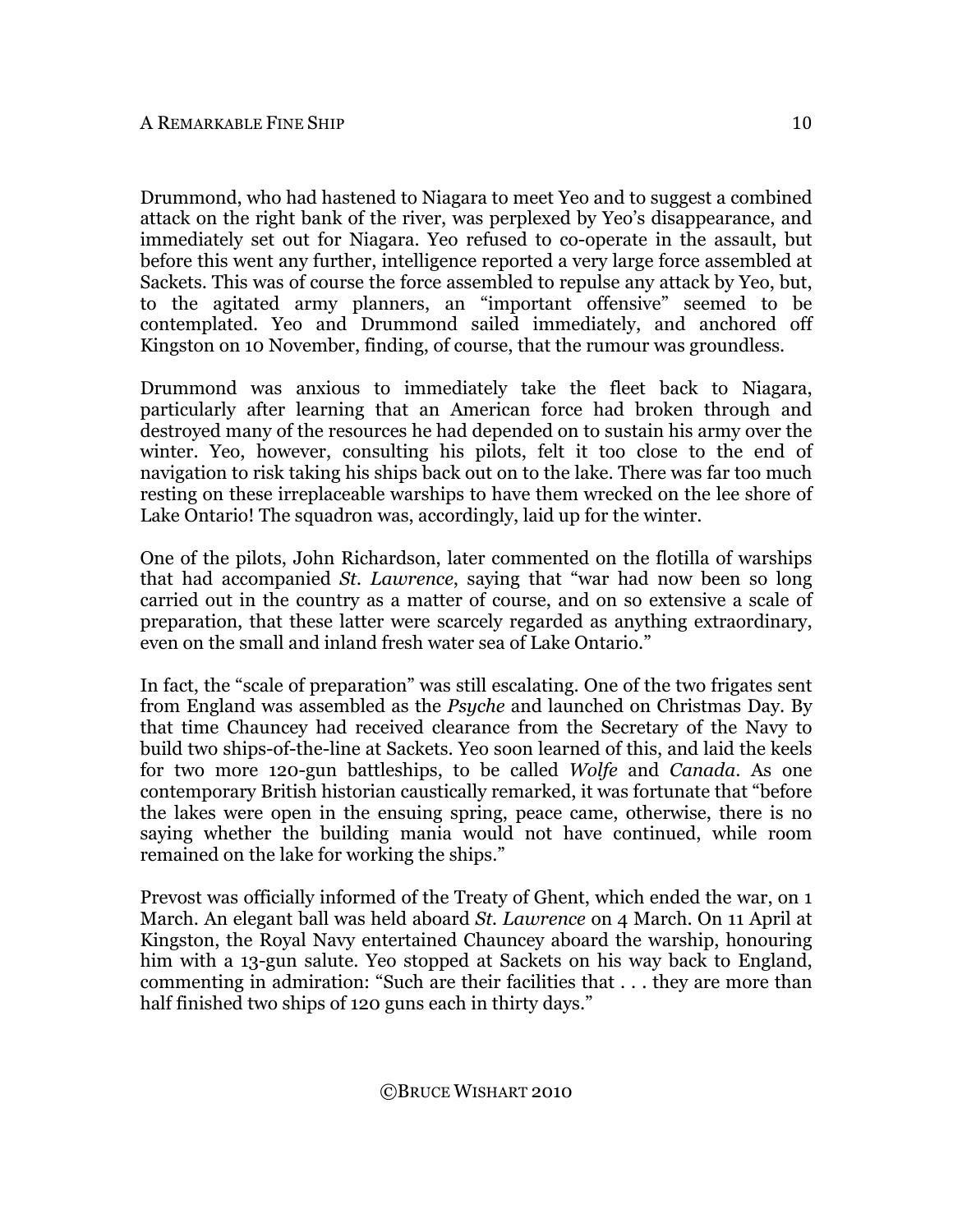Drummond, who had hastened to Niagara to meet Yeo and to suggest a combined attack on the right bank of the river, was perplexed by Yeo's disappearance, and immediately set out for Niagara. Yeo refused to co-operate in the assault, but before this went any further, intelligence reported a very large force assembled at Sackets. This was of course the force assembled to repulse any attack by Yeo, but, to the agitated army planners, an "important offensive" seemed to be contemplated. Yeo and Drummond sailed immediately, and anchored off Kingston on 10 November, finding, of course, that the rumour was groundless.

Drummond was anxious to immediately take the fleet back to Niagara, particularly after learning that an American force had broken through and destroyed many of the resources he had depended on to sustain his army over the winter. Yeo, however, consulting his pilots, felt it too close to the end of navigation to risk taking his ships back out on to the lake. There was far too much resting on these irreplaceable warships to have them wrecked on the lee shore of Lake Ontario! The squadron was, accordingly, laid up for the winter.

One of the pilots, John Richardson, later commented on the flotilla of warships that had accompanied *St. Lawrence*, saying that "war had now been so long carried out in the country as a matter of course, and on so extensive a scale of preparation, that these latter were scarcely regarded as anything extraordinary, even on the small and inland fresh water sea of Lake Ontario."

In fact, the "scale of preparation" was still escalating. One of the two frigates sent from England was assembled as the *Psyche* and launched on Christmas Day. By that time Chauncey had received clearance from the Secretary of the Navy to build two ships-of-the-line at Sackets. Yeo soon learned of this, and laid the keels for two more 120-gun battleships, to be called *Wolfe* and *Canada*. As one contemporary British historian caustically remarked, it was fortunate that "before the lakes were open in the ensuing spring, peace came, otherwise, there is no saying whether the building mania would not have continued, while room remained on the lake for working the ships."

Prevost was officially informed of the Treaty of Ghent, which ended the war, on 1 March. An elegant ball was held aboard *St. Lawrence* on 4 March. On 11 April at Kingston, the Royal Navy entertained Chauncey aboard the warship, honouring him with a 13-gun salute. Yeo stopped at Sackets on his way back to England, commenting in admiration: "Such are their facilities that . . . they are more than half finished two ships of 120 guns each in thirty days."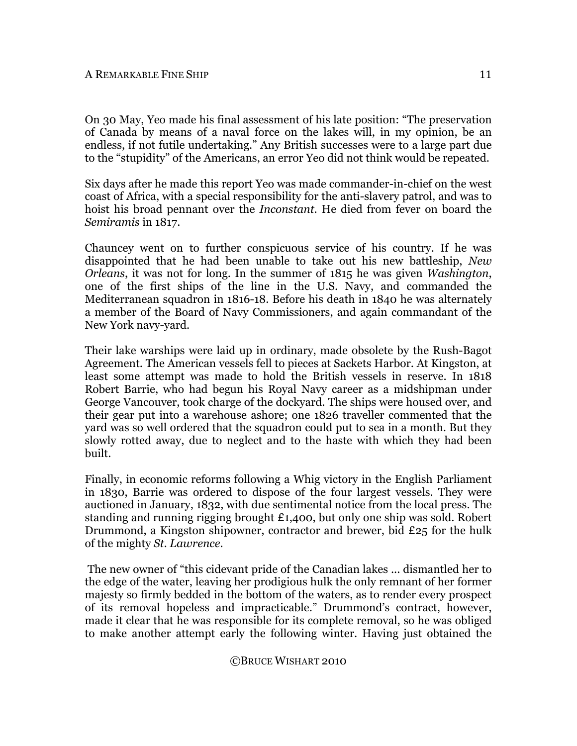On 30 May, Yeo made his final assessment of his late position: "The preservation of Canada by means of a naval force on the lakes will, in my opinion, be an endless, if not futile undertaking." Any British successes were to a large part due to the "stupidity" of the Americans, an error Yeo did not think would be repeated.

Six days after he made this report Yeo was made commander-in-chief on the west coast of Africa, with a special responsibility for the anti-slavery patrol, and was to hoist his broad pennant over the *Inconstant*. He died from fever on board the *Semiramis* in 1817.

Chauncey went on to further conspicuous service of his country. If he was disappointed that he had been unable to take out his new battleship, *New Orleans*, it was not for long. In the summer of 1815 he was given *Washington*, one of the first ships of the line in the U.S. Navy, and commanded the Mediterranean squadron in 1816-18. Before his death in 1840 he was alternately a member of the Board of Navy Commissioners, and again commandant of the New York navy-yard.

Their lake warships were laid up in ordinary, made obsolete by the Rush-Bagot Agreement. The American vessels fell to pieces at Sackets Harbor. At Kingston, at least some attempt was made to hold the British vessels in reserve. In 1818 Robert Barrie, who had begun his Royal Navy career as a midshipman under George Vancouver, took charge of the dockyard. The ships were housed over, and their gear put into a warehouse ashore; one 1826 traveller commented that the yard was so well ordered that the squadron could put to sea in a month. But they slowly rotted away, due to neglect and to the haste with which they had been built.

Finally, in economic reforms following a Whig victory in the English Parliament in 1830, Barrie was ordered to dispose of the four largest vessels. They were auctioned in January, 1832, with due sentimental notice from the local press. The standing and running rigging brought £1,400, but only one ship was sold. Robert Drummond, a Kingston shipowner, contractor and brewer, bid £25 for the hulk of the mighty *St. Lawrence*.

The new owner of "this cidevant pride of the Canadian lakes ... dismantled her to the edge of the water, leaving her prodigious hulk the only remnant of her former majesty so firmly bedded in the bottom of the waters, as to render every prospect of its removal hopeless and impracticable." Drummond's contract, however, made it clear that he was responsible for its complete removal, so he was obliged to make another attempt early the following winter. Having just obtained the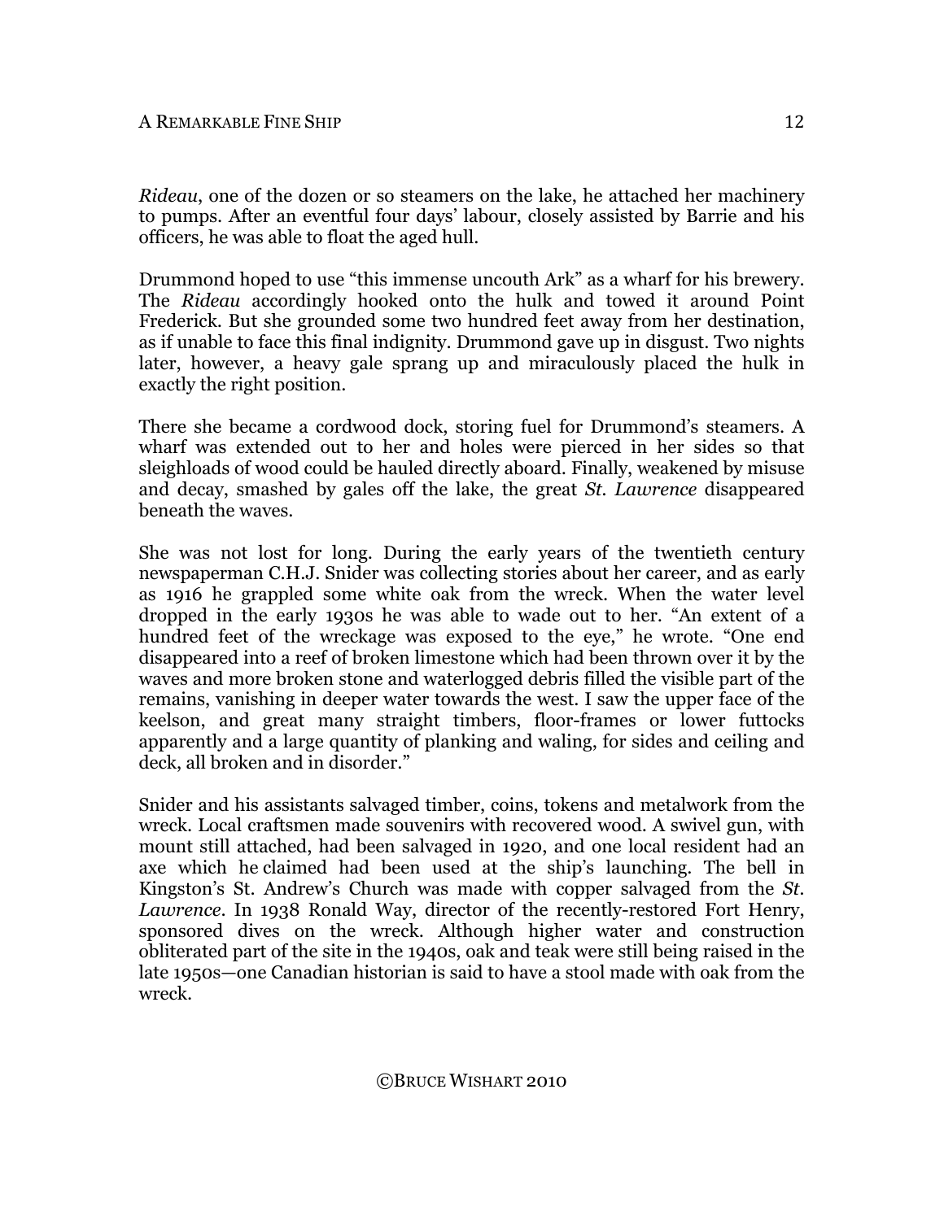*Rideau*, one of the dozen or so steamers on the lake, he attached her machinery to pumps. After an eventful four days' labour, closely assisted by Barrie and his officers, he was able to float the aged hull.

Drummond hoped to use "this immense uncouth Ark" as a wharf for his brewery. The *Rideau* accordingly hooked onto the hulk and towed it around Point Frederick. But she grounded some two hundred feet away from her destination, as if unable to face this final indignity. Drummond gave up in disgust. Two nights later, however, a heavy gale sprang up and miraculously placed the hulk in exactly the right position.

There she became a cordwood dock, storing fuel for Drummond's steamers. A wharf was extended out to her and holes were pierced in her sides so that sleighloads of wood could be hauled directly aboard. Finally, weakened by misuse and decay, smashed by gales off the lake, the great *St. Lawrence* disappeared beneath the waves.

She was not lost for long. During the early years of the twentieth century newspaperman C.H.J. Snider was collecting stories about her career, and as early as 1916 he grappled some white oak from the wreck. When the water level dropped in the early 1930s he was able to wade out to her. "An extent of a hundred feet of the wreckage was exposed to the eye," he wrote. "One end disappeared into a reef of broken limestone which had been thrown over it by the waves and more broken stone and waterlogged debris filled the visible part of the remains, vanishing in deeper water towards the west. I saw the upper face of the keelson, and great many straight timbers, floor-frames or lower futtocks apparently and a large quantity of planking and waling, for sides and ceiling and deck, all broken and in disorder."

Snider and his assistants salvaged timber, coins, tokens and metalwork from the wreck. Local craftsmen made souvenirs with recovered wood. A swivel gun, with mount still attached, had been salvaged in 1920, and one local resident had an axe which he claimed had been used at the ship's launching. The bell in Kingston's St. Andrew's Church was made with copper salvaged from the *St. Lawrence*. In 1938 Ronald Way, director of the recently-restored Fort Henry, sponsored dives on the wreck. Although higher water and construction obliterated part of the site in the 1940s, oak and teak were still being raised in the late 1950s—one Canadian historian is said to have a stool made with oak from the wreck.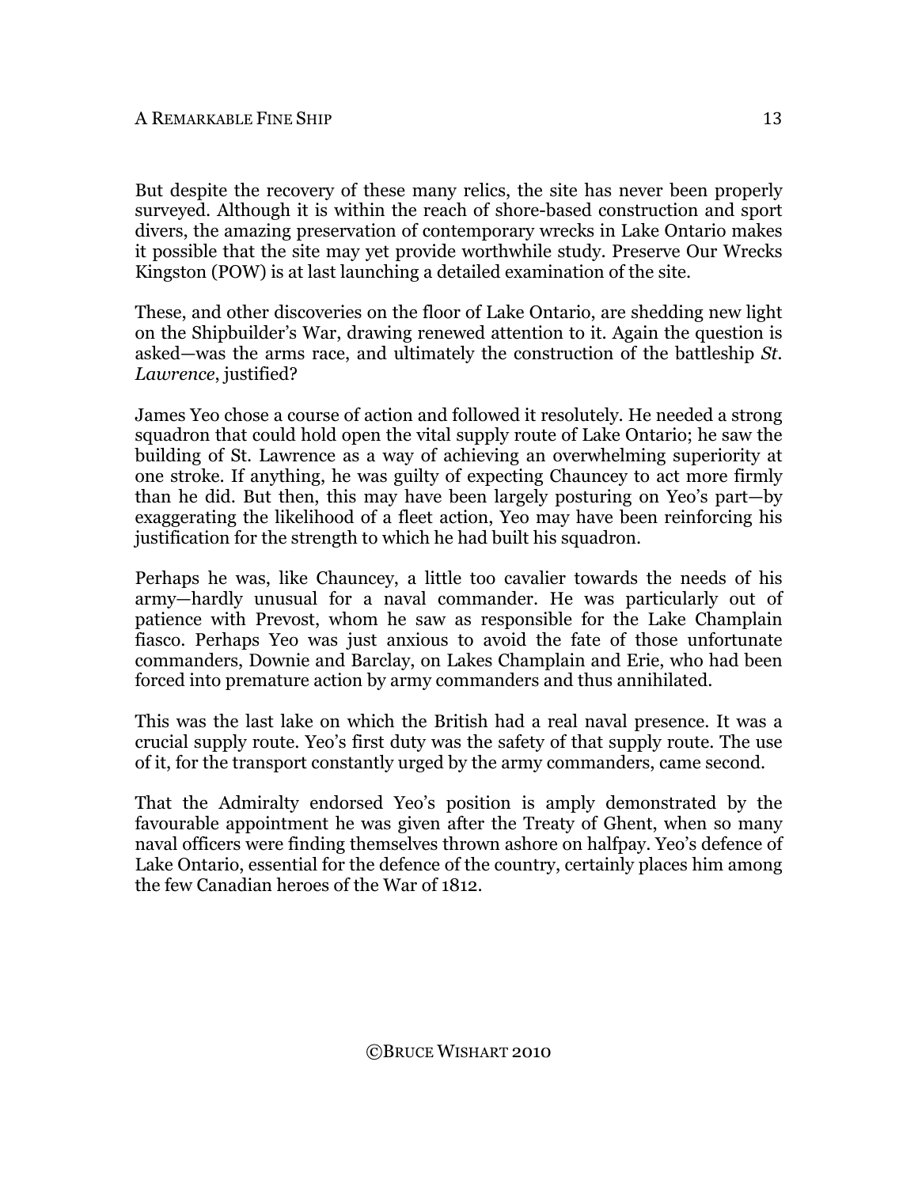But despite the recovery of these many relics, the site has never been properly surveyed. Although it is within the reach of shore-based construction and sport divers, the amazing preservation of contemporary wrecks in Lake Ontario makes it possible that the site may yet provide worthwhile study. Preserve Our Wrecks Kingston (POW) is at last launching a detailed examination of the site.

These, and other discoveries on the floor of Lake Ontario, are shedding new light on the Shipbuilder's War, drawing renewed attention to it. Again the question is asked—was the arms race, and ultimately the construction of the battleship *St. Lawrence*, justified?

James Yeo chose a course of action and followed it resolutely. He needed a strong squadron that could hold open the vital supply route of Lake Ontario; he saw the building of St. Lawrence as a way of achieving an overwhelming superiority at one stroke. If anything, he was guilty of expecting Chauncey to act more firmly than he did. But then, this may have been largely posturing on Yeo's part—by exaggerating the likelihood of a fleet action, Yeo may have been reinforcing his justification for the strength to which he had built his squadron.

Perhaps he was, like Chauncey, a little too cavalier towards the needs of his army—hardly unusual for a naval commander. He was particularly out of patience with Prevost, whom he saw as responsible for the Lake Champlain fiasco. Perhaps Yeo was just anxious to avoid the fate of those unfortunate commanders, Downie and Barclay, on Lakes Champlain and Erie, who had been forced into premature action by army commanders and thus annihilated.

This was the last lake on which the British had a real naval presence. It was a crucial supply route. Yeo's first duty was the safety of that supply route. The use of it, for the transport constantly urged by the army commanders, came second.

That the Admiralty endorsed Yeo's position is amply demonstrated by the favourable appointment he was given after the Treaty of Ghent, when so many naval officers were finding themselves thrown ashore on halfpay. Yeo's defence of Lake Ontario, essential for the defence of the country, certainly places him among the few Canadian heroes of the War of 1812.